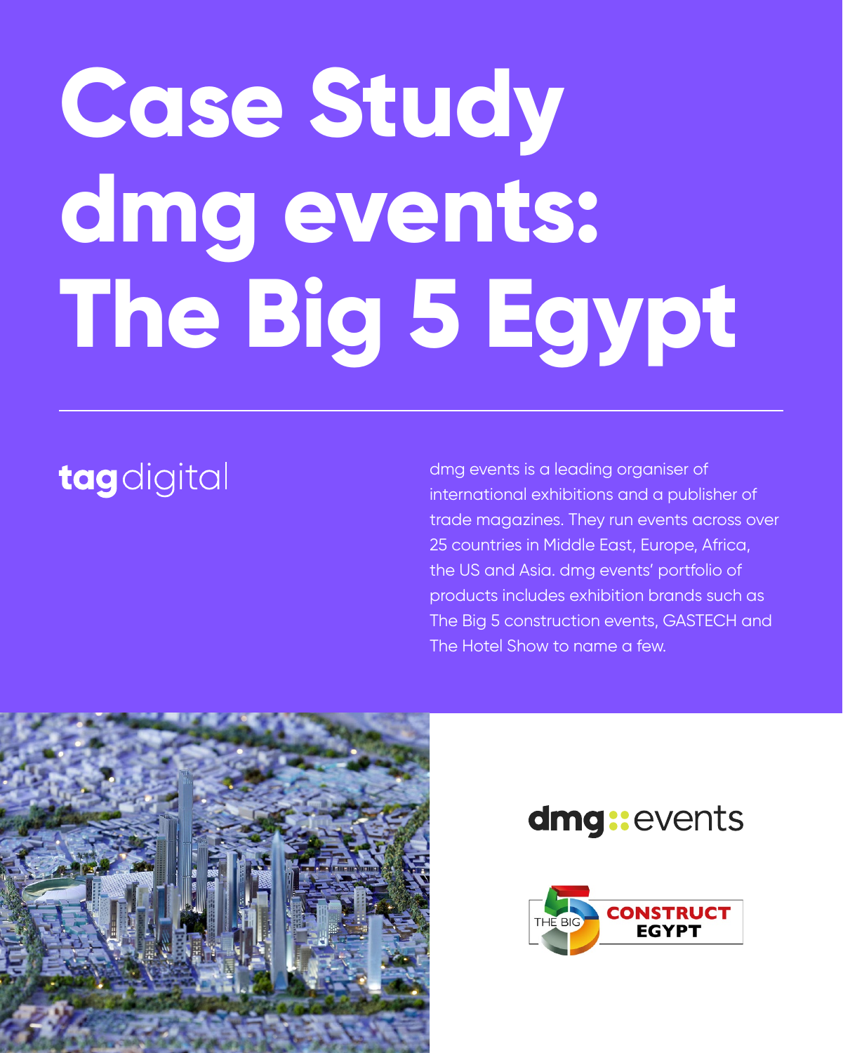# Case Study dmg events: The Big 5 Egypt

tag digital

dmg events is a leading organiser of international exhibitions and a publisher of trade magazines. They run events across over 25 countries in Middle East, Europe, Africa, the US and Asia. dmg events' portfolio of products includes exhibition brands such as The Big 5 construction events, GASTECH and The Hotel Show to name a few.

dmg::events

THE BIG 5 CONSTRUCT EGYPT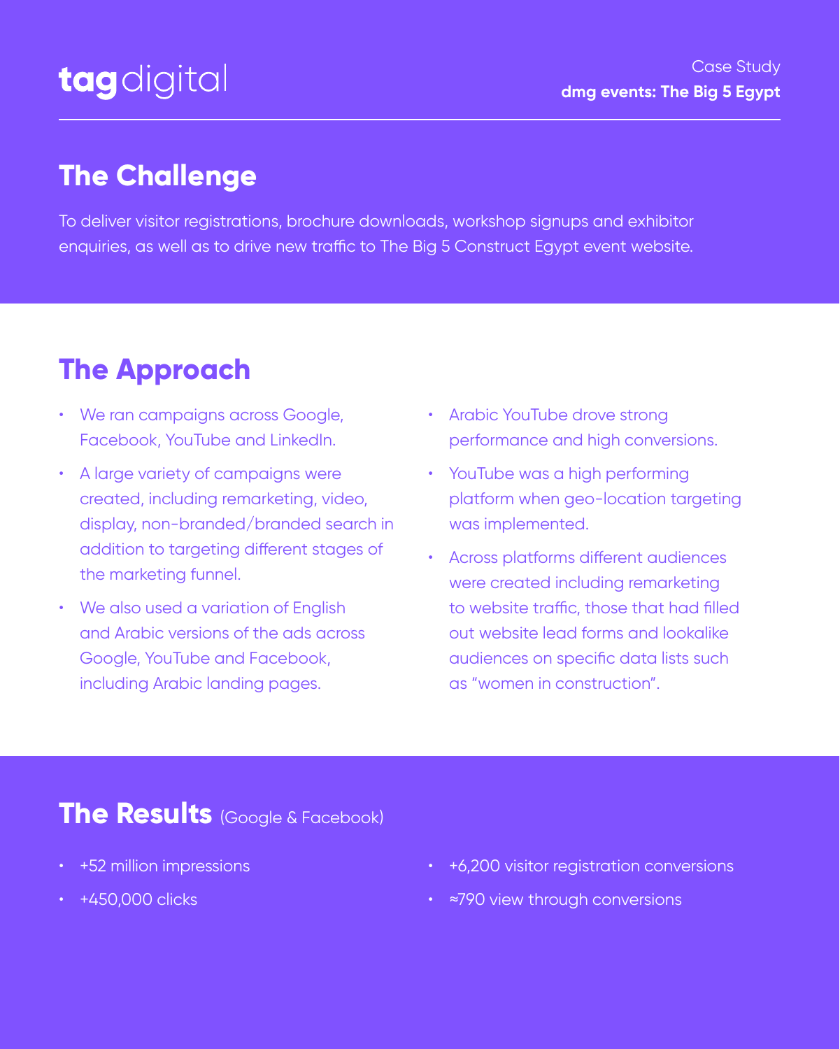tagdigital

Case Study
**dmg events: The Big 5 Egypt**

## The Challenge

To deliver visitor registrations, brochure downloads, workshop signups and exhibitor enquiries, as well as to drive new traffic to The Big 5 Construct Egypt event website.

## The Approach

- We ran campaigns across Google, Facebook, YouTube and LinkedIn.
- A large variety of campaigns were created, including remarketing, video, display, non-branded/branded search in addition to targeting different stages of the marketing funnel.
- We also used a variation of English and Arabic versions of the ads across Google, YouTube and Facebook, including Arabic landing pages.
- Arabic YouTube drove strong performance and high conversions.
- YouTube was a high performing platform when geo-location targeting was implemented.
- Across platforms different audiences were created including remarketing to website traffic, those that had filled out website lead forms and lookalike audiences on specific data lists such as "women in construction".

## The Results (Google & Facebook)

- +52 million impressions
- +450,000 clicks
- +6,200 visitor registration conversions
- ≈790 view through conversions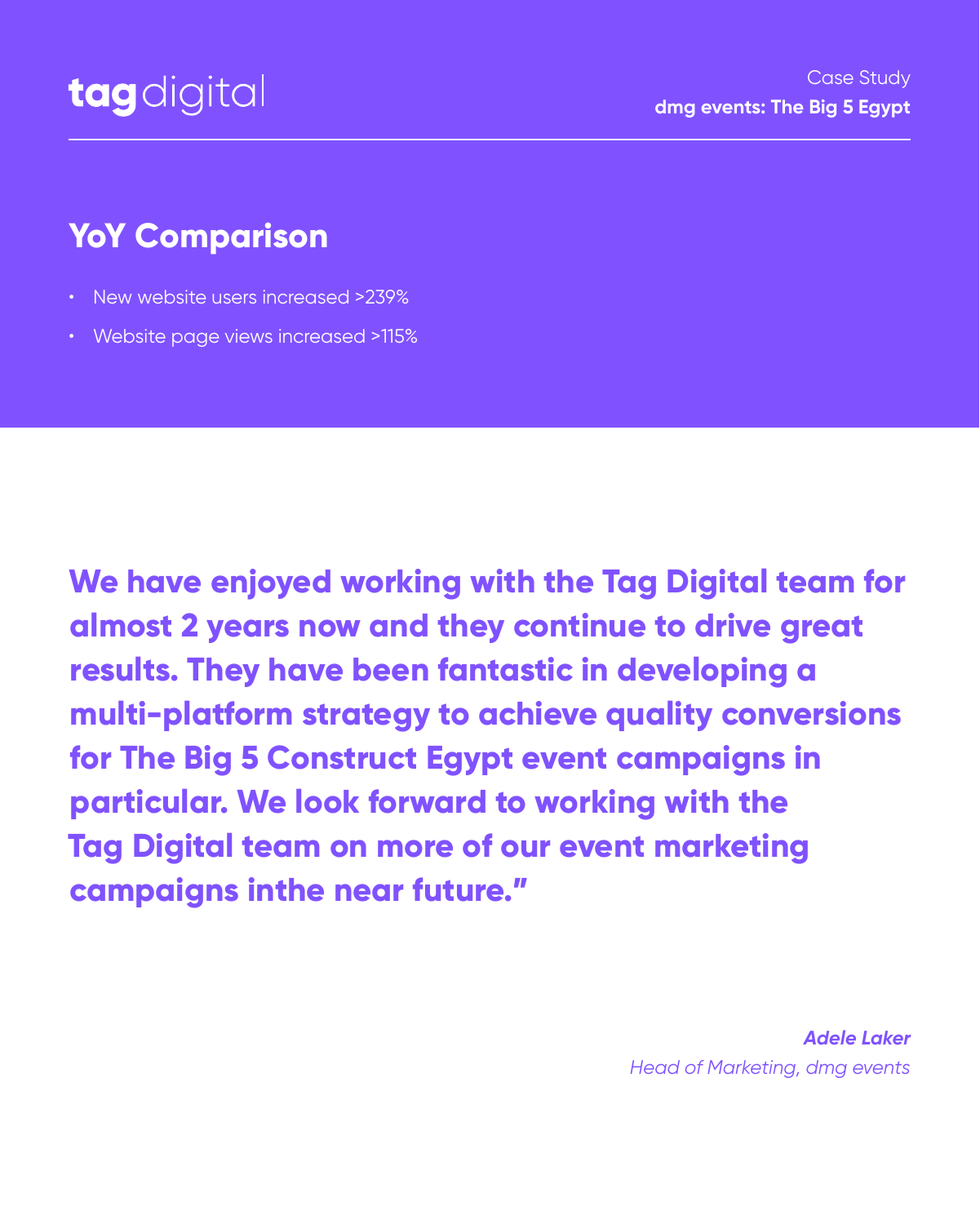tag digital

Case Study
**dmg events: The Big 5 Egypt**

## YoY Comparison

- New website users increased >239%
- Website page views increased >115%

**We have enjoyed working with the Tag Digital team for almost 2 years now and they continue to drive great results. They have been fantastic in developing a multi-platform strategy to achieve quality conversions for The Big 5 Construct Egypt event campaigns in particular. We look forward to working with the Tag Digital team on more of our event marketing campaigns inthe near future."**

***Adele Laker***
*Head of Marketing, dmg events*